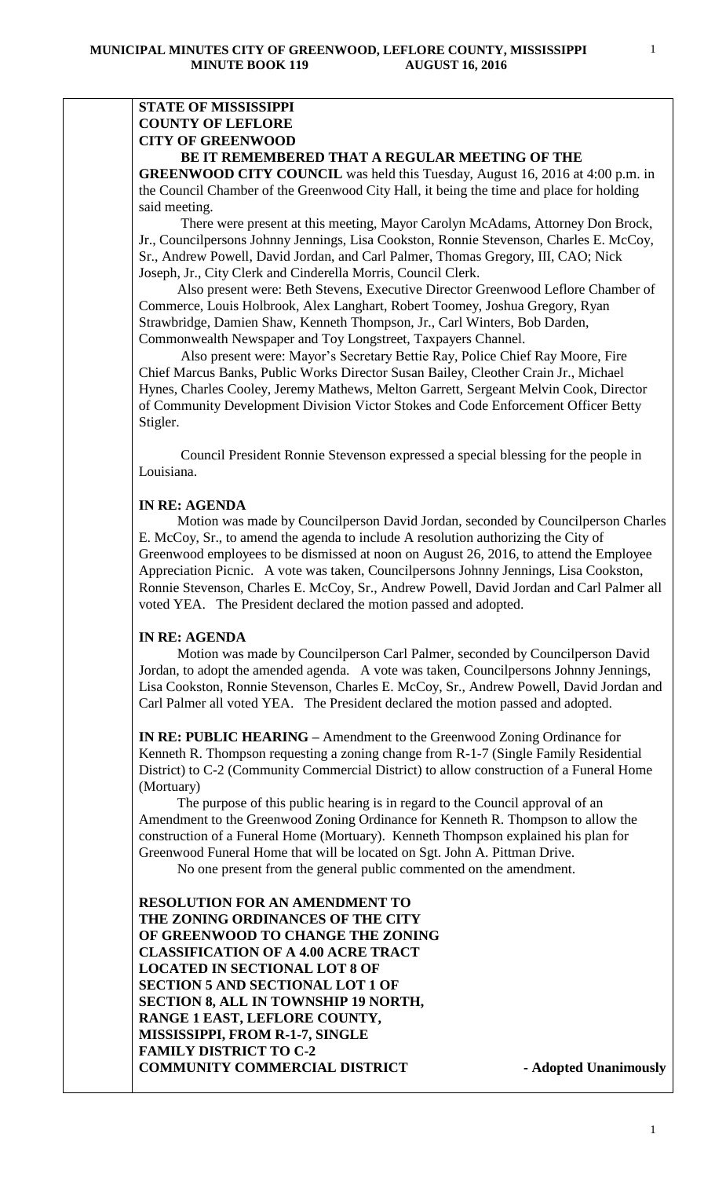**STATE OF MISSISSIPPI**
**COUNTY OF LEFLORE**
**CITY OF GREENWOOD**

**BE IT REMEMBERED THAT A REGULAR MEETING OF THE GREENWOOD CITY COUNCIL** was held this Tuesday, August 16, 2016 at 4:00 p.m. in the Council Chamber of the Greenwood City Hall, it being the time and place for holding said meeting.

There were present at this meeting, Mayor Carolyn McAdams, Attorney Don Brock, Jr., Councilpersons Johnny Jennings, Lisa Cookston, Ronnie Stevenson, Charles E. McCoy, Sr., Andrew Powell, David Jordan, and Carl Palmer, Thomas Gregory, III, CAO; Nick Joseph, Jr., City Clerk and Cinderella Morris, Council Clerk.

Also present were: Beth Stevens, Executive Director Greenwood Leflore Chamber of Commerce, Louis Holbrook, Alex Langhart, Robert Toomey, Joshua Gregory, Ryan Strawbridge, Damien Shaw, Kenneth Thompson, Jr., Carl Winters, Bob Darden, Commonwealth Newspaper and Toy Longstreet, Taxpayers Channel.

Also present were: Mayor's Secretary Bettie Ray, Police Chief Ray Moore, Fire Chief Marcus Banks, Public Works Director Susan Bailey, Cleother Crain Jr., Michael Hynes, Charles Cooley, Jeremy Mathews, Melton Garrett, Sergeant Melvin Cook, Director of Community Development Division Victor Stokes and Code Enforcement Officer Betty Stigler.

Council President Ronnie Stevenson expressed a special blessing for the people in Louisiana.

**IN RE: AGENDA**

Motion was made by Councilperson David Jordan, seconded by Councilperson Charles E. McCoy, Sr., to amend the agenda to include A resolution authorizing the City of Greenwood employees to be dismissed at noon on August 26, 2016, to attend the Employee Appreciation Picnic. A vote was taken, Councilpersons Johnny Jennings, Lisa Cookston, Ronnie Stevenson, Charles E. McCoy, Sr., Andrew Powell, David Jordan and Carl Palmer all voted YEA. The President declared the motion passed and adopted.

**IN RE: AGENDA**

Motion was made by Councilperson Carl Palmer, seconded by Councilperson David Jordan, to adopt the amended agenda. A vote was taken, Councilpersons Johnny Jennings, Lisa Cookston, Ronnie Stevenson, Charles E. McCoy, Sr., Andrew Powell, David Jordan and Carl Palmer all voted YEA. The President declared the motion passed and adopted.

**IN RE: PUBLIC HEARING –** Amendment to the Greenwood Zoning Ordinance for Kenneth R. Thompson requesting a zoning change from R-1-7 (Single Family Residential District) to C-2 (Community Commercial District) to allow construction of a Funeral Home (Mortuary)

The purpose of this public hearing is in regard to the Council approval of an Amendment to the Greenwood Zoning Ordinance for Kenneth R. Thompson to allow the construction of a Funeral Home (Mortuary). Kenneth Thompson explained his plan for Greenwood Funeral Home that will be located on Sgt. John A. Pittman Drive.

No one present from the general public commented on the amendment.

**RESOLUTION FOR AN AMENDMENT TO THE ZONING ORDINANCES OF THE CITY OF GREENWOOD TO CHANGE THE ZONING CLASSIFICATION OF A 4.00 ACRE TRACT LOCATED IN SECTIONAL LOT 8 OF SECTION 5 AND SECTIONAL LOT 1 OF SECTION 8, ALL IN TOWNSHIP 19 NORTH, RANGE 1 EAST, LEFLORE COUNTY, MISSISSIPPI, FROM R-1-7, SINGLE FAMILY DISTRICT TO C-2 COMMUNITY COMMERCIAL DISTRICT** **- Adopted Unanimously**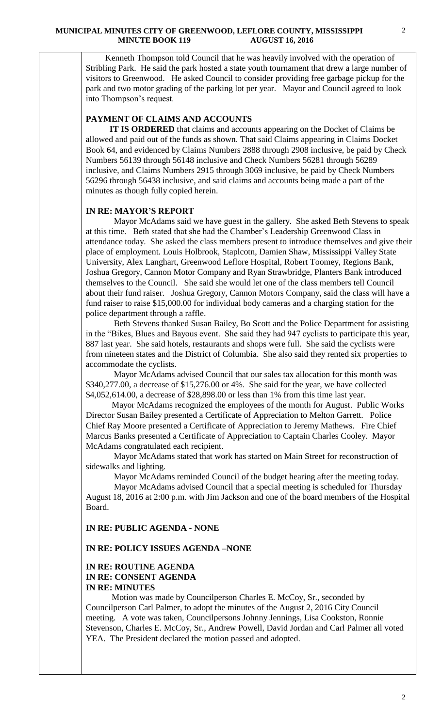Kenneth Thompson told Council that he was heavily involved with the operation of Stribling Park. He said the park hosted a state youth tournament that drew a large number of visitors to Greenwood. He asked Council to consider providing free garbage pickup for the park and two motor grading of the parking lot per year. Mayor and Council agreed to look into Thompson's request.

**PAYMENT OF CLAIMS AND ACCOUNTS**

**IT IS ORDERED** that claims and accounts appearing on the Docket of Claims be allowed and paid out of the funds as shown. That said Claims appearing in Claims Docket Book 64, and evidenced by Claims Numbers 2888 through 2908 inclusive, be paid by Check Numbers 56139 through 56148 inclusive and Check Numbers 56281 through 56289 inclusive, and Claims Numbers 2915 through 3069 inclusive, be paid by Check Numbers 56296 through 56438 inclusive, and said claims and accounts being made a part of the minutes as though fully copied herein.

**IN RE: MAYOR'S REPORT**

Mayor McAdams said we have guest in the gallery. She asked Beth Stevens to speak at this time. Beth stated that she had the Chamber's Leadership Greenwood Class in attendance today. She asked the class members present to introduce themselves and give their place of employment. Louis Holbrook, Staplcotn, Damien Shaw, Mississippi Valley State University, Alex Langhart, Greenwood Leflore Hospital, Robert Toomey, Regions Bank, Joshua Gregory, Cannon Motor Company and Ryan Strawbridge, Planters Bank introduced themselves to the Council. She said she would let one of the class members tell Council about their fund raiser. Joshua Gregory, Cannon Motors Company, said the class will have a fund raiser to raise $15,000.00 for individual body cameras and a charging station for the police department through a raffle.

Beth Stevens thanked Susan Bailey, Bo Scott and the Police Department for assisting in the "Bikes, Blues and Bayous event. She said they had 947 cyclists to participate this year, 887 last year. She said hotels, restaurants and shops were full. She said the cyclists were from nineteen states and the District of Columbia. She also said they rented six properties to accommodate the cyclists.

Mayor McAdams advised Council that our sales tax allocation for this month was $340,277.00, a decrease of $15,276.00 or 4%. She said for the year, we have collected $4,052,614.00, a decrease of $28,898.00 or less than 1% from this time last year.

Mayor McAdams recognized the employees of the month for August. Public Works Director Susan Bailey presented a Certificate of Appreciation to Melton Garrett. Police Chief Ray Moore presented a Certificate of Appreciation to Jeremy Mathews. Fire Chief Marcus Banks presented a Certificate of Appreciation to Captain Charles Cooley. Mayor McAdams congratulated each recipient.

Mayor McAdams stated that work has started on Main Street for reconstruction of sidewalks and lighting.

Mayor McAdams reminded Council of the budget hearing after the meeting today.

Mayor McAdams advised Council that a special meeting is scheduled for Thursday August 18, 2016 at 2:00 p.m. with Jim Jackson and one of the board members of the Hospital Board.

**IN RE: PUBLIC AGENDA - NONE**

**IN RE: POLICY ISSUES AGENDA –NONE**

**IN RE: ROUTINE AGENDA**
**IN RE: CONSENT AGENDA**
**IN RE: MINUTES**

Motion was made by Councilperson Charles E. McCoy, Sr., seconded by Councilperson Carl Palmer, to adopt the minutes of the August 2, 2016 City Council meeting. A vote was taken, Councilpersons Johnny Jennings, Lisa Cookston, Ronnie Stevenson, Charles E. McCoy, Sr., Andrew Powell, David Jordan and Carl Palmer all voted YEA. The President declared the motion passed and adopted.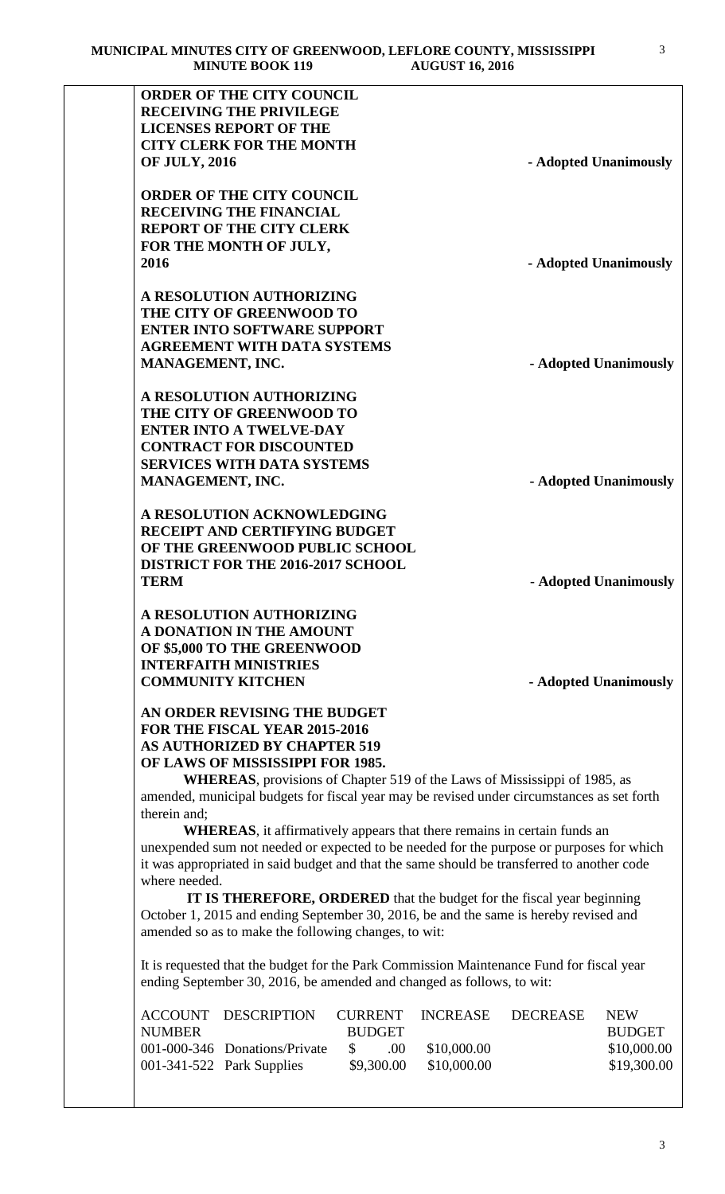**ORDER OF THE CITY COUNCIL RECEIVING THE PRIVILEGE LICENSES REPORT OF THE CITY CLERK FOR THE MONTH OF JULY, 2016** - Adopted Unanimously

**ORDER OF THE CITY COUNCIL RECEIVING THE FINANCIAL REPORT OF THE CITY CLERK FOR THE MONTH OF JULY, 2016** - Adopted Unanimously

**A RESOLUTION AUTHORIZING THE CITY OF GREENWOOD TO ENTER INTO SOFTWARE SUPPORT AGREEMENT WITH DATA SYSTEMS MANAGEMENT, INC.** - Adopted Unanimously

**A RESOLUTION AUTHORIZING THE CITY OF GREENWOOD TO ENTER INTO A TWELVE-DAY CONTRACT FOR DISCOUNTED SERVICES WITH DATA SYSTEMS MANAGEMENT, INC.** - Adopted Unanimously

**A RESOLUTION ACKNOWLEDGING RECEIPT AND CERTIFYING BUDGET OF THE GREENWOOD PUBLIC SCHOOL DISTRICT FOR THE 2016-2017 SCHOOL TERM** - Adopted Unanimously

**A RESOLUTION AUTHORIZING A DONATION IN THE AMOUNT OF $5,000 TO THE GREENWOOD INTERFAITH MINISTRIES COMMUNITY KITCHEN** - Adopted Unanimously

**AN ORDER REVISING THE BUDGET FOR THE FISCAL YEAR 2015-2016 AS AUTHORIZED BY CHAPTER 519 OF LAWS OF MISSISSIPPI FOR 1985.**

**WHEREAS**, provisions of Chapter 519 of the Laws of Mississippi of 1985, as amended, municipal budgets for fiscal year may be revised under circumstances as set forth therein and;

**WHEREAS**, it affirmatively appears that there remains in certain funds an unexpended sum not needed or expected to be needed for the purpose or purposes for which it was appropriated in said budget and that the same should be transferred to another code where needed.

**IT IS THEREFORE, ORDERED** that the budget for the fiscal year beginning October 1, 2015 and ending September 30, 2016, be and the same is hereby revised and amended so as to make the following changes, to wit:

It is requested that the budget for the Park Commission Maintenance Fund for fiscal year ending September 30, 2016, be amended and changed as follows, to wit:

| ACCOUNT NUMBER | DESCRIPTION | CURRENT BUDGET | INCREASE | DECREASE | NEW BUDGET |
|---|---|---|---|---|---|
| 001-000-346 | Donations/Private | $ .00 | $10,000.00 | | $10,000.00 |
| 001-341-522 | Park Supplies | $9,300.00 | $10,000.00 | | $19,300.00 |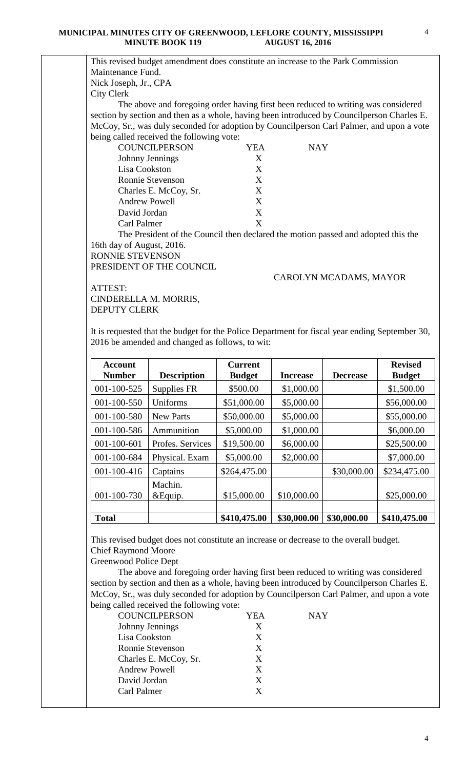This revised budget amendment does constitute an increase to the Park Commission Maintenance Fund.

Nick Joseph, Jr., CPA
City Clerk

The above and foregoing order having first been reduced to writing was considered section by section and then as a whole, having been introduced by Councilperson Charles E. McCoy, Sr., was duly seconded for adoption by Councilperson Carl Palmer, and upon a vote being called received the following vote:

| COUNCILPERSON | YEA | NAY |
|---|---|---|
| Johnny Jennings | X | |
| Lisa Cookston | X | |
| Ronnie Stevenson | X | |
| Charles E. McCoy, Sr. | X | |
| Andrew Powell | X | |
| David Jordan | X | |
| Carl Palmer | X | |

The President of the Council then declared the motion passed and adopted this the 16th day of August, 2016.

RONNIE STEVENSON
PRESIDENT OF THE COUNCIL

CAROLYN MCADAMS, MAYOR

ATTEST:
CINDERELLA M. MORRIS,
DEPUTY CLERK

It is requested that the budget for the Police Department for fiscal year ending September 30, 2016 be amended and changed as follows, to wit:

| Account Number | Description | Current Budget | Increase | Decrease | Revised Budget |
|---|---|---|---|---|---|
| 001-100-525 | Supplies FR | $500.00 | $1,000.00 | | $1,500.00 |
| 001-100-550 | Uniforms | $51,000.00 | $5,000.00 | | $56,000.00 |
| 001-100-580 | New Parts | $50,000.00 | $5,000.00 | | $55,000.00 |
| 001-100-586 | Ammunition | $5,000.00 | $1,000.00 | | $6,000.00 |
| 001-100-601 | Profes. Services | $19,500.00 | $6,000.00 | | $25,500.00 |
| 001-100-684 | Physical. Exam | $5,000.00 | $2,000.00 | | $7,000.00 |
| 001-100-416 | Captains | $264,475.00 | | $30,000.00 | $234,475.00 |
| 001-100-730 | Machin. &Equip. | $15,000.00 | $10,000.00 | | $25,000.00 |
| | | | | | |
| **Total** | | **$410,475.00** | **$30,000.00** | **$30,000.00** | **$410,475.00** |

This revised budget does not constitute an increase or decrease to the overall budget.

Chief Raymond Moore
Greenwood Police Dept

The above and foregoing order having first been reduced to writing was considered section by section and then as a whole, having been introduced by Councilperson Charles E. McCoy, Sr., was duly seconded for adoption by Councilperson Carl Palmer, and upon a vote being called received the following vote:

| COUNCILPERSON | YEA | NAY |
|---|---|---|
| Johnny Jennings | X | |
| Lisa Cookston | X | |
| Ronnie Stevenson | X | |
| Charles E. McCoy, Sr. | X | |
| Andrew Powell | X | |
| David Jordan | X | |
| Carl Palmer | X | |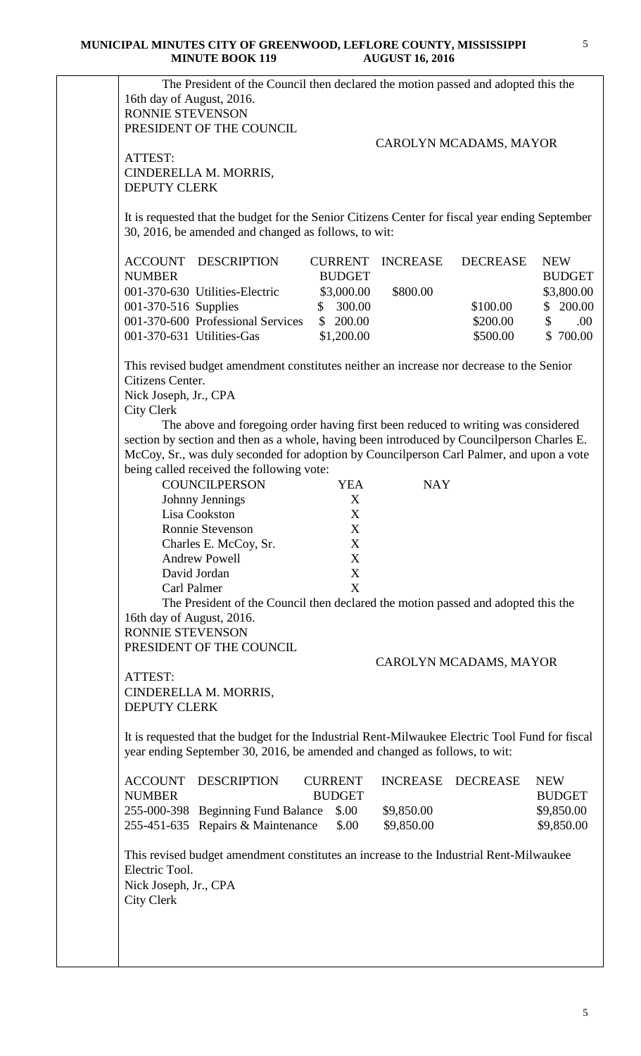The President of the Council then declared the motion passed and adopted this the 16th day of August, 2016.

RONNIE STEVENSON
PRESIDENT OF THE COUNCIL

CAROLYN MCADAMS, MAYOR

ATTEST:
CINDERELLA M. MORRIS,
DEPUTY CLERK

It is requested that the budget for the Senior Citizens Center for fiscal year ending September 30, 2016, be amended and changed as follows, to wit:

| ACCOUNT NUMBER | DESCRIPTION | CURRENT BUDGET | INCREASE | DECREASE | NEW BUDGET |
|---|---|---|---|---|---|
| 001-370-630 | Utilities-Electric | $3,000.00 | $800.00 | | $3,800.00 |
| 001-370-516 | Supplies | $ 300.00 | | $100.00 | $ 200.00 |
| 001-370-600 | Professional Services | $ 200.00 | | $200.00 | $ .00 |
| 001-370-631 | Utilities-Gas | $1,200.00 | | $500.00 | $ 700.00 |

This revised budget amendment constitutes neither an increase nor decrease to the Senior Citizens Center.

Nick Joseph, Jr., CPA
City Clerk

The above and foregoing order having first been reduced to writing was considered section by section and then as a whole, having been introduced by Councilperson Charles E. McCoy, Sr., was duly seconded for adoption by Councilperson Carl Palmer, and upon a vote being called received the following vote:

| COUNCILPERSON | YEA | NAY |
|---|---|---|
| Johnny Jennings | X | |
| Lisa Cookston | X | |
| Ronnie Stevenson | X | |
| Charles E. McCoy, Sr. | X | |
| Andrew Powell | X | |
| David Jordan | X | |
| Carl Palmer | X | |

The President of the Council then declared the motion passed and adopted this the 16th day of August, 2016.

RONNIE STEVENSON
PRESIDENT OF THE COUNCIL

CAROLYN MCADAMS, MAYOR

ATTEST:
CINDERELLA M. MORRIS,
DEPUTY CLERK

It is requested that the budget for the Industrial Rent-Milwaukee Electric Tool Fund for fiscal year ending September 30, 2016, be amended and changed as follows, to wit:

| ACCOUNT NUMBER | DESCRIPTION | CURRENT BUDGET | INCREASE | DECREASE | NEW BUDGET |
|---|---|---|---|---|---|
| 255-000-398 | Beginning Fund Balance | $.00 | $9,850.00 | | $9,850.00 |
| 255-451-635 | Repairs & Maintenance | $.00 | $9,850.00 | | $9,850.00 |

This revised budget amendment constitutes an increase to the Industrial Rent-Milwaukee Electric Tool.

Nick Joseph, Jr., CPA
City Clerk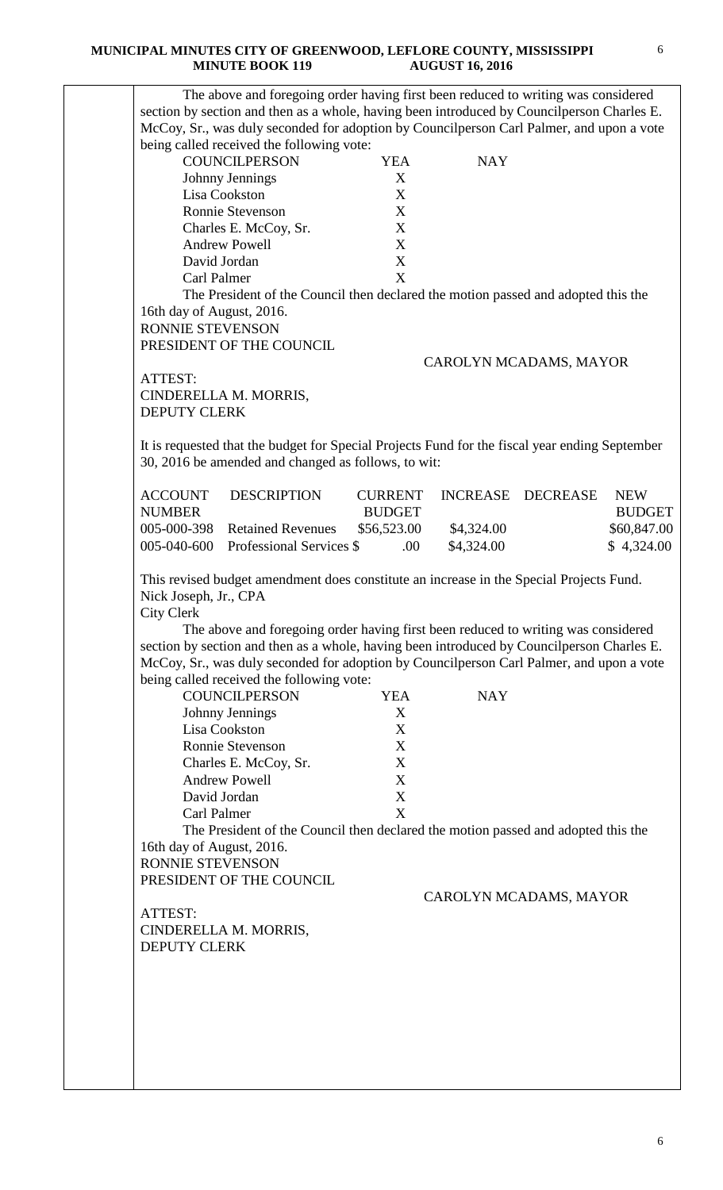The above and foregoing order having first been reduced to writing was considered section by section and then as a whole, having been introduced by Councilperson Charles E. McCoy, Sr., was duly seconded for adoption by Councilperson Carl Palmer, and upon a vote being called received the following vote:

| COUNCILPERSON | YEA | NAY |
|---|---|---|
| Johnny Jennings | X | |
| Lisa Cookston | X | |
| Ronnie Stevenson | X | |
| Charles E. McCoy, Sr. | X | |
| Andrew Powell | X | |
| David Jordan | X | |
| Carl Palmer | X | |

The President of the Council then declared the motion passed and adopted this the 16th day of August, 2016.

RONNIE STEVENSON
PRESIDENT OF THE COUNCIL

CAROLYN MCADAMS, MAYOR

ATTEST:
CINDERELLA M. MORRIS,
DEPUTY CLERK

It is requested that the budget for Special Projects Fund for the fiscal year ending September 30, 2016 be amended and changed as follows, to wit:

| ACCOUNT NUMBER | DESCRIPTION | CURRENT BUDGET | INCREASE | DECREASE | NEW BUDGET |
|---|---|---|---|---|---|
| 005-000-398 | Retained Revenues | $56,523.00 | $4,324.00 | | $60,847.00 |
| 005-040-600 | Professional Services | $ .00 | $4,324.00 | | $ 4,324.00 |

This revised budget amendment does constitute an increase in the Special Projects Fund.

Nick Joseph, Jr., CPA
City Clerk

The above and foregoing order having first been reduced to writing was considered section by section and then as a whole, having been introduced by Councilperson Charles E. McCoy, Sr., was duly seconded for adoption by Councilperson Carl Palmer, and upon a vote being called received the following vote:

| COUNCILPERSON | YEA | NAY |
|---|---|---|
| Johnny Jennings | X | |
| Lisa Cookston | X | |
| Ronnie Stevenson | X | |
| Charles E. McCoy, Sr. | X | |
| Andrew Powell | X | |
| David Jordan | X | |
| Carl Palmer | X | |

The President of the Council then declared the motion passed and adopted this the 16th day of August, 2016.

RONNIE STEVENSON
PRESIDENT OF THE COUNCIL

CAROLYN MCADAMS, MAYOR

ATTEST:
CINDERELLA M. MORRIS,
DEPUTY CLERK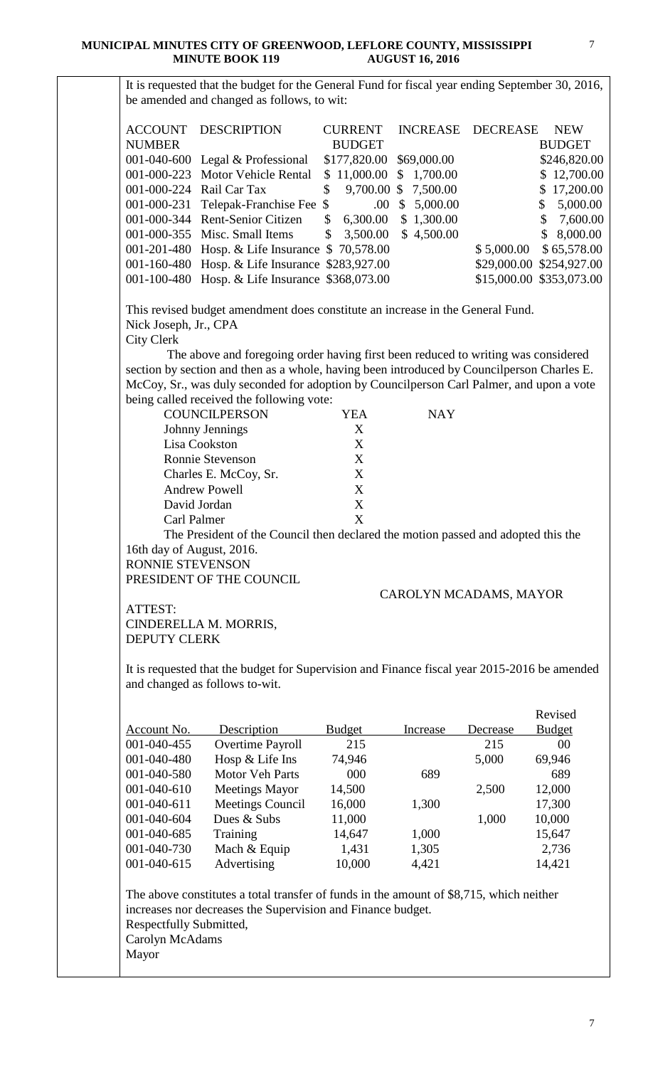It is requested that the budget for the General Fund for fiscal year ending September 30, 2016, be amended and changed as follows, to wit:

| ACCOUNT NUMBER | DESCRIPTION | CURRENT BUDGET | INCREASE | DECREASE | NEW BUDGET |
|---|---|---|---|---|---|
| 001-040-600 | Legal & Professional | $177,820.00 | $69,000.00 | | $246,820.00 |
| 001-000-223 | Motor Vehicle Rental | $ 11,000.00 | $ 1,700.00 | | $ 12,700.00 |
| 001-000-224 | Rail Car Tax | $ 9,700.00 | $ 7,500.00 | | $ 17,200.00 |
| 001-000-231 | Telepak-Franchise Fee | $ .00 | $ 5,000.00 | | $ 5,000.00 |
| 001-000-344 | Rent-Senior Citizen | $ 6,300.00 | $ 1,300.00 | | $ 7,600.00 |
| 001-000-355 | Misc. Small Items | $ 3,500.00 | $ 4,500.00 | | $ 8,000.00 |
| 001-201-480 | Hosp. & Life Insurance | $ 70,578.00 | | $ 5,000.00 | $ 65,578.00 |
| 001-160-480 | Hosp. & Life Insurance | $283,927.00 | | $29,000.00 | $254,927.00 |
| 001-100-480 | Hosp. & Life Insurance | $368,073.00 | | $15,000.00 | $353,073.00 |

This revised budget amendment does constitute an increase in the General Fund.
Nick Joseph, Jr., CPA
City Clerk

The above and foregoing order having first been reduced to writing was considered section by section and then as a whole, having been introduced by Councilperson Charles E. McCoy, Sr., was duly seconded for adoption by Councilperson Carl Palmer, and upon a vote being called received the following vote:

| COUNCILPERSON | YEA | NAY |
|---|---|---|
| Johnny Jennings | X | |
| Lisa Cookston | X | |
| Ronnie Stevenson | X | |
| Charles E. McCoy, Sr. | X | |
| Andrew Powell | X | |
| David Jordan | X | |
| Carl Palmer | X | |

The President of the Council then declared the motion passed and adopted this the 16th day of August, 2016.

RONNIE STEVENSON
PRESIDENT OF THE COUNCIL

CAROLYN MCADAMS, MAYOR

ATTEST:
CINDERELLA M. MORRIS,
DEPUTY CLERK

It is requested that the budget for Supervision and Finance fiscal year 2015-2016 be amended and changed as follows to-wit.

| Account No. | Description | Budget | Increase | Decrease | Revised Budget |
|---|---|---|---|---|---|
| 001-040-455 | Overtime Payroll | 215 | | 215 | 00 |
| 001-040-480 | Hosp & Life Ins | 74,946 | | 5,000 | 69,946 |
| 001-040-580 | Motor Veh Parts | 000 | 689 | | 689 |
| 001-040-610 | Meetings Mayor | 14,500 | | 2,500 | 12,000 |
| 001-040-611 | Meetings Council | 16,000 | 1,300 | | 17,300 |
| 001-040-604 | Dues & Subs | 11,000 | | 1,000 | 10,000 |
| 001-040-685 | Training | 14,647 | 1,000 | | 15,647 |
| 001-040-730 | Mach & Equip | 1,431 | 1,305 | | 2,736 |
| 001-040-615 | Advertising | 10,000 | 4,421 | | 14,421 |

The above constitutes a total transfer of funds in the amount of $8,715, which neither increases nor decreases the Supervision and Finance budget.
Respectfully Submitted,
Carolyn McAdams
Mayor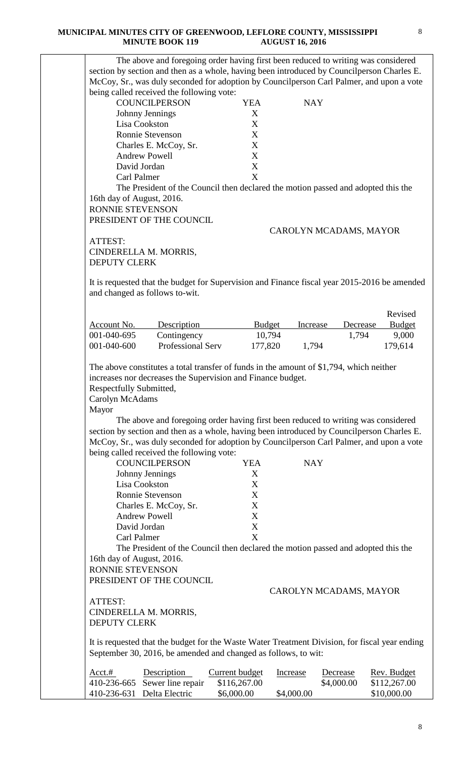The above and foregoing order having first been reduced to writing was considered section by section and then as a whole, having been introduced by Councilperson Charles E. McCoy, Sr., was duly seconded for adoption by Councilperson Carl Palmer, and upon a vote being called received the following vote:

| COUNCILPERSON | YEA | NAY |
|---|---|---|
| Johnny Jennings | X | |
| Lisa Cookston | X | |
| Ronnie Stevenson | X | |
| Charles E. McCoy, Sr. | X | |
| Andrew Powell | X | |
| David Jordan | X | |
| Carl Palmer | X | |

The President of the Council then declared the motion passed and adopted this the 16th day of August, 2016.

RONNIE STEVENSON
PRESIDENT OF THE COUNCIL

CAROLYN MCADAMS, MAYOR

ATTEST:
CINDERELLA M. MORRIS,
DEPUTY CLERK

It is requested that the budget for Supervision and Finance fiscal year 2015-2016 be amended and changed as follows to-wit.

| Account No. | Description | Budget | Increase | Decrease | Revised Budget |
|---|---|---|---|---|---|
| 001-040-695 | Contingency | 10,794 | | 1,794 | 9,000 |
| 001-040-600 | Professional Serv | 177,820 | 1,794 | | 179,614 |

The above constitutes a total transfer of funds in the amount of $1,794, which neither increases nor decreases the Supervision and Finance budget.

Respectfully Submitted,
Carolyn McAdams
Mayor

The above and foregoing order having first been reduced to writing was considered section by section and then as a whole, having been introduced by Councilperson Charles E. McCoy, Sr., was duly seconded for adoption by Councilperson Carl Palmer, and upon a vote being called received the following vote:

| COUNCILPERSON | YEA | NAY |
|---|---|---|
| Johnny Jennings | X | |
| Lisa Cookston | X | |
| Ronnie Stevenson | X | |
| Charles E. McCoy, Sr. | X | |
| Andrew Powell | X | |
| David Jordan | X | |
| Carl Palmer | X | |

The President of the Council then declared the motion passed and adopted this the 16th day of August, 2016.

RONNIE STEVENSON
PRESIDENT OF THE COUNCIL

CAROLYN MCADAMS, MAYOR

ATTEST:
CINDERELLA M. MORRIS,
DEPUTY CLERK

It is requested that the budget for the Waste Water Treatment Division, for fiscal year ending September 30, 2016, be amended and changed as follows, to wit:

| Acct.# | Description | Current budget | Increase | Decrease | Rev. Budget |
|---|---|---|---|---|---|
| 410-236-665 | Sewer line repair | $116,267.00 | | $4,000.00 | $112,267.00 |
| 410-236-631 | Delta Electric | $6,000.00 | $4,000.00 | | $10,000.00 |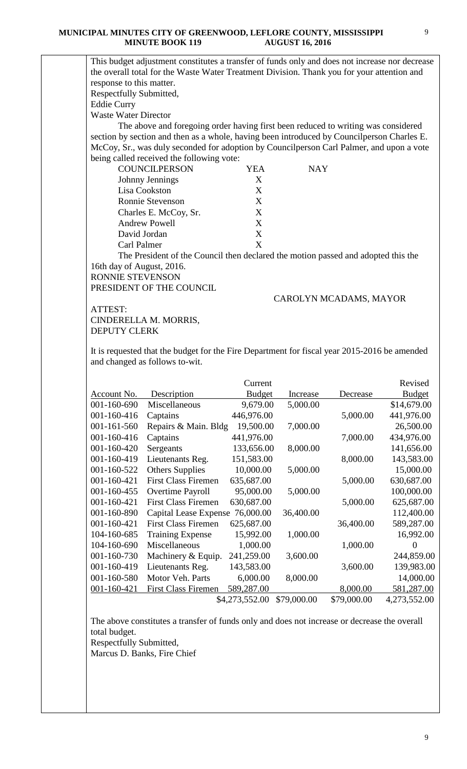This budget adjustment constitutes a transfer of funds only and does not increase nor decrease the overall total for the Waste Water Treatment Division. Thank you for your attention and response to this matter.

Respectfully Submitted,
Eddie Curry
Waste Water Director

The above and foregoing order having first been reduced to writing was considered section by section and then as a whole, having been introduced by Councilperson Charles E. McCoy, Sr., was duly seconded for adoption by Councilperson Carl Palmer, and upon a vote being called received the following vote:

| COUNCILPERSON | YEA | NAY |
|---|---|---|
| Johnny Jennings | X | |
| Lisa Cookston | X | |
| Ronnie Stevenson | X | |
| Charles E. McCoy, Sr. | X | |
| Andrew Powell | X | |
| David Jordan | X | |
| Carl Palmer | X | |

The President of the Council then declared the motion passed and adopted this the 16th day of August, 2016.

RONNIE STEVENSON
PRESIDENT OF THE COUNCIL

CAROLYN MCADAMS, MAYOR

ATTEST:
CINDERELLA M. MORRIS,
DEPUTY CLERK

It is requested that the budget for the Fire Department for fiscal year 2015-2016 be amended and changed as follows to-wit.

| Account No. | Description | Current Budget | Increase | Decrease | Revised Budget |
|---|---|---|---|---|---|
| 001-160-690 | Miscellaneous | 9,679.00 | 5,000.00 | | $14,679.00 |
| 001-160-416 | Captains | 446,976.00 | | 5,000.00 | 441,976.00 |
| 001-161-560 | Repairs & Main. Bldg | 19,500.00 | 7,000.00 | | 26,500.00 |
| 001-160-416 | Captains | 441,976.00 | | 7,000.00 | 434,976.00 |
| 001-160-420 | Sergeants | 133,656.00 | 8,000.00 | | 141,656.00 |
| 001-160-419 | Lieutenants Reg. | 151,583.00 | | 8,000.00 | 143,583.00 |
| 001-160-522 | Others Supplies | 10,000.00 | 5,000.00 | | 15,000.00 |
| 001-160-421 | First Class Firemen | 635,687.00 | | 5,000.00 | 630,687.00 |
| 001-160-455 | Overtime Payroll | 95,000.00 | 5,000.00 | | 100,000.00 |
| 001-160-421 | First Class Firemen | 630,687.00 | | 5,000.00 | 625,687.00 |
| 001-160-890 | Capital Lease Expense | 76,000.00 | 36,400.00 | | 112,400.00 |
| 001-160-421 | First Class Firemen | 625,687.00 | | 36,400.00 | 589,287.00 |
| 104-160-685 | Training Expense | 15,992.00 | 1,000.00 | | 16,992.00 |
| 104-160-690 | Miscellaneous | 1,000.00 | | 1,000.00 | 0 |
| 001-160-730 | Machinery & Equip. | 241,259.00 | 3,600.00 | | 244,859.00 |
| 001-160-419 | Lieutenants Reg. | 143,583.00 | | 3,600.00 | 139,983.00 |
| 001-160-580 | Motor Veh. Parts | 6,000.00 | 8,000.00 | | 14,000.00 |
| 001-160-421 | First Class Firemen | 589,287.00 | | 8,000.00 | 581,287.00 |
| | | $4,273,552.00 | $79,000.00 | $79,000.00 | 4,273,552.00 |

The above constitutes a transfer of funds only and does not increase or decrease the overall total budget.

Respectfully Submitted,
Marcus D. Banks, Fire Chief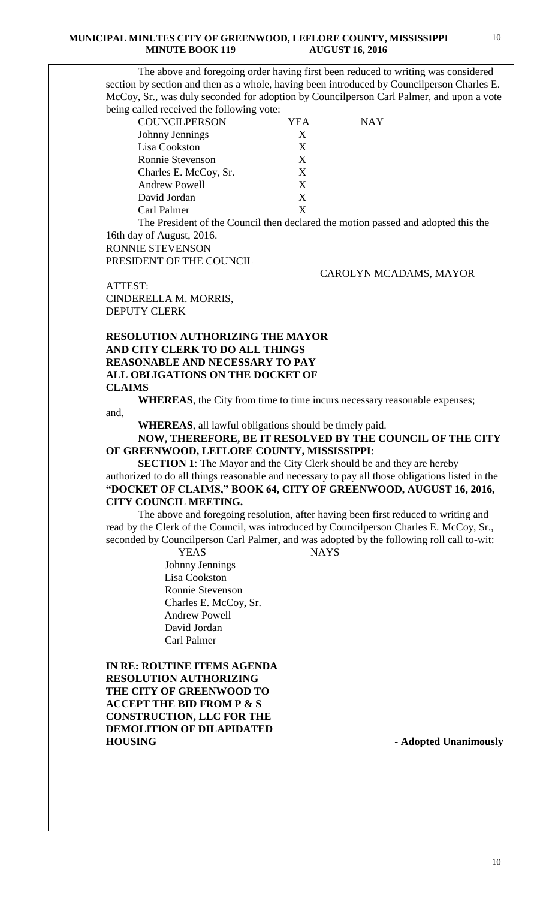The above and foregoing order having first been reduced to writing was considered section by section and then as a whole, having been introduced by Councilperson Charles E. McCoy, Sr., was duly seconded for adoption by Councilperson Carl Palmer, and upon a vote being called received the following vote:

| COUNCILPERSON | YEA | NAY |
|---|---|---|
| Johnny Jennings | X | |
| Lisa Cookston | X | |
| Ronnie Stevenson | X | |
| Charles E. McCoy, Sr. | X | |
| Andrew Powell | X | |
| David Jordan | X | |
| Carl Palmer | X | |

The President of the Council then declared the motion passed and adopted this the 16th day of August, 2016.

RONNIE STEVENSON
PRESIDENT OF THE COUNCIL

CAROLYN MCADAMS, MAYOR

ATTEST:
CINDERELLA M. MORRIS,
DEPUTY CLERK

**RESOLUTION AUTHORIZING THE MAYOR AND CITY CLERK TO DO ALL THINGS REASONABLE AND NECESSARY TO PAY ALL OBLIGATIONS ON THE DOCKET OF CLAIMS**

**WHEREAS**, the City from time to time incurs necessary reasonable expenses; and,

**WHEREAS**, all lawful obligations should be timely paid.

**NOW, THEREFORE, BE IT RESOLVED BY THE COUNCIL OF THE CITY OF GREENWOOD, LEFLORE COUNTY, MISSISSIPPI**:

**SECTION 1**: The Mayor and the City Clerk should be and they are hereby authorized to do all things reasonable and necessary to pay all those obligations listed in the **"DOCKET OF CLAIMS," BOOK 64, CITY OF GREENWOOD, AUGUST 16, 2016, CITY COUNCIL MEETING.**

The above and foregoing resolution, after having been first reduced to writing and read by the Clerk of the Council, was introduced by Councilperson Charles E. McCoy, Sr., seconded by Councilperson Carl Palmer, and was adopted by the following roll call to-wit:

| YEAS | NAYS |
|---|---|
| Johnny Jennings | |
| Lisa Cookston | |
| Ronnie Stevenson | |
| Charles E. McCoy, Sr. | |
| Andrew Powell | |
| David Jordan | |
| Carl Palmer | |

**IN RE: ROUTINE ITEMS AGENDA RESOLUTION AUTHORIZING THE CITY OF GREENWOOD TO ACCEPT THE BID FROM P & S CONSTRUCTION, LLC FOR THE DEMOLITION OF DILAPIDATED HOUSING** **- Adopted Unanimously**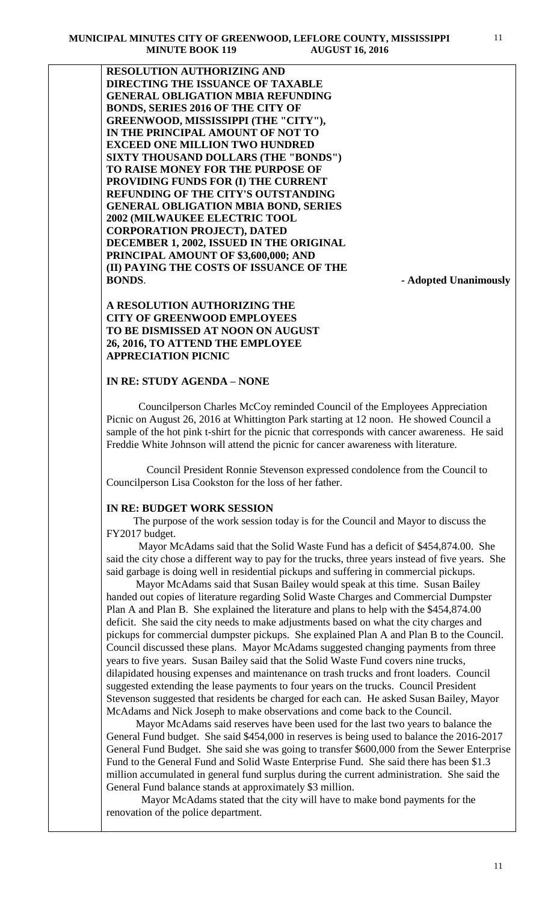**RESOLUTION AUTHORIZING AND DIRECTING THE ISSUANCE OF TAXABLE GENERAL OBLIGATION MBIA REFUNDING BONDS, SERIES 2016 OF THE CITY OF GREENWOOD, MISSISSIPPI (THE "CITY"), IN THE PRINCIPAL AMOUNT OF NOT TO EXCEED ONE MILLION TWO HUNDRED SIXTY THOUSAND DOLLARS (THE "BONDS") TO RAISE MONEY FOR THE PURPOSE OF PROVIDING FUNDS FOR (I) THE CURRENT REFUNDING OF THE CITY'S OUTSTANDING GENERAL OBLIGATION MBIA BOND, SERIES 2002 (MILWAUKEE ELECTRIC TOOL CORPORATION PROJECT), DATED DECEMBER 1, 2002, ISSUED IN THE ORIGINAL PRINCIPAL AMOUNT OF $3,600,000; AND (II) PAYING THE COSTS OF ISSUANCE OF THE BONDS**. **- Adopted Unanimously**

**A RESOLUTION AUTHORIZING THE CITY OF GREENWOOD EMPLOYEES TO BE DISMISSED AT NOON ON AUGUST 26, 2016, TO ATTEND THE EMPLOYEE APPRECIATION PICNIC**

**IN RE: STUDY AGENDA – NONE**

Councilperson Charles McCoy reminded Council of the Employees Appreciation Picnic on August 26, 2016 at Whittington Park starting at 12 noon. He showed Council a sample of the hot pink t-shirt for the picnic that corresponds with cancer awareness. He said Freddie White Johnson will attend the picnic for cancer awareness with literature.

Council President Ronnie Stevenson expressed condolence from the Council to Councilperson Lisa Cookston for the loss of her father.

**IN RE: BUDGET WORK SESSION**

The purpose of the work session today is for the Council and Mayor to discuss the FY2017 budget.

Mayor McAdams said that the Solid Waste Fund has a deficit of $454,874.00. She said the city chose a different way to pay for the trucks, three years instead of five years. She said garbage is doing well in residential pickups and suffering in commercial pickups.

Mayor McAdams said that Susan Bailey would speak at this time. Susan Bailey handed out copies of literature regarding Solid Waste Charges and Commercial Dumpster Plan A and Plan B. She explained the literature and plans to help with the $454,874.00 deficit. She said the city needs to make adjustments based on what the city charges and pickups for commercial dumpster pickups. She explained Plan A and Plan B to the Council. Council discussed these plans. Mayor McAdams suggested changing payments from three years to five years. Susan Bailey said that the Solid Waste Fund covers nine trucks, dilapidated housing expenses and maintenance on trash trucks and front loaders. Council suggested extending the lease payments to four years on the trucks. Council President Stevenson suggested that residents be charged for each can. He asked Susan Bailey, Mayor McAdams and Nick Joseph to make observations and come back to the Council.

Mayor McAdams said reserves have been used for the last two years to balance the General Fund budget. She said $454,000 in reserves is being used to balance the 2016-2017 General Fund Budget. She said she was going to transfer $600,000 from the Sewer Enterprise Fund to the General Fund and Solid Waste Enterprise Fund. She said there has been $1.3 million accumulated in general fund surplus during the current administration. She said the General Fund balance stands at approximately $3 million.

Mayor McAdams stated that the city will have to make bond payments for the renovation of the police department.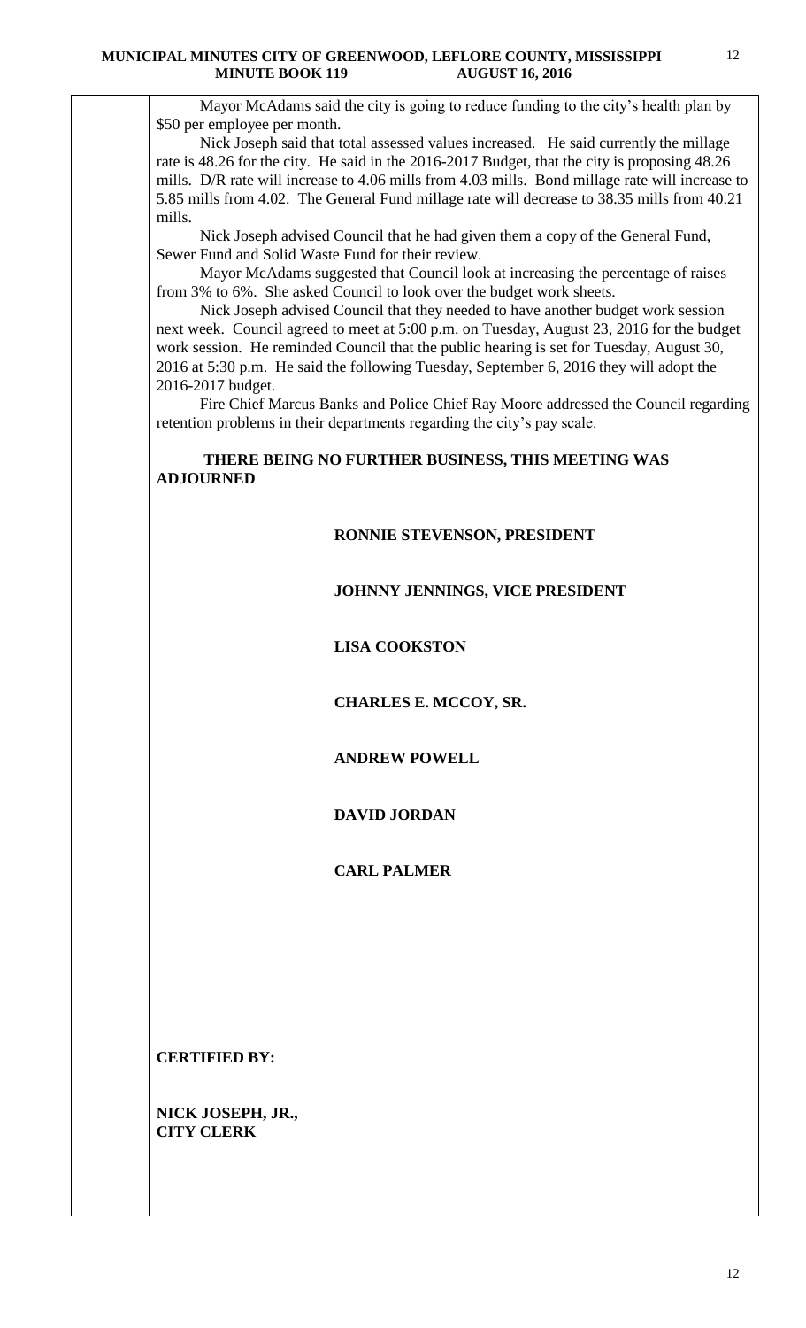Mayor McAdams said the city is going to reduce funding to the city's health plan by $50 per employee per month.

Nick Joseph said that total assessed values increased. He said currently the millage rate is 48.26 for the city. He said in the 2016-2017 Budget, that the city is proposing 48.26 mills. D/R rate will increase to 4.06 mills from 4.03 mills. Bond millage rate will increase to 5.85 mills from 4.02. The General Fund millage rate will decrease to 38.35 mills from 40.21 mills.

Nick Joseph advised Council that he had given them a copy of the General Fund, Sewer Fund and Solid Waste Fund for their review.

Mayor McAdams suggested that Council look at increasing the percentage of raises from 3% to 6%. She asked Council to look over the budget work sheets.

Nick Joseph advised Council that they needed to have another budget work session next week. Council agreed to meet at 5:00 p.m. on Tuesday, August 23, 2016 for the budget work session. He reminded Council that the public hearing is set for Tuesday, August 30, 2016 at 5:30 p.m. He said the following Tuesday, September 6, 2016 they will adopt the 2016-2017 budget.

Fire Chief Marcus Banks and Police Chief Ray Moore addressed the Council regarding retention problems in their departments regarding the city's pay scale.

**THERE BEING NO FURTHER BUSINESS, THIS MEETING WAS ADJOURNED**

**RONNIE STEVENSON, PRESIDENT**

**JOHNNY JENNINGS, VICE PRESIDENT**

**LISA COOKSTON**

**CHARLES E. MCCOY, SR.**

**ANDREW POWELL**

**DAVID JORDAN**

**CARL PALMER**

**CERTIFIED BY:**

**NICK JOSEPH, JR.,**
**CITY CLERK**